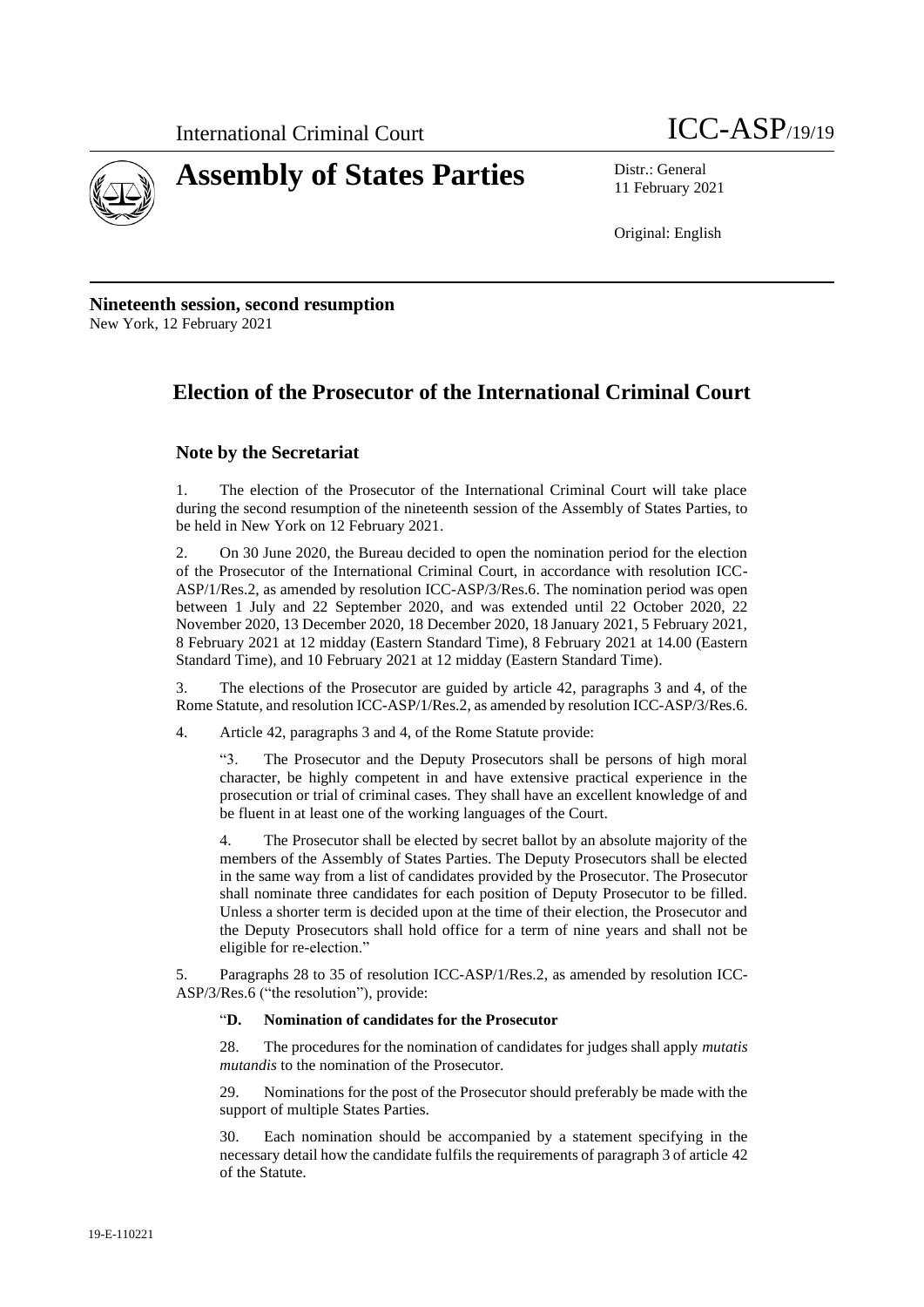International Criminal Court ICC-ASP/19/19

# Assembly of States Parties

Distr.: General
11 February 2021

Original: English

**Nineteenth session, second resumption**
New York, 12 February 2021

## Election of the Prosecutor of the International Criminal Court

### Note by the Secretariat

1. The election of the Prosecutor of the International Criminal Court will take place during the second resumption of the nineteenth session of the Assembly of States Parties, to be held in New York on 12 February 2021.

2. On 30 June 2020, the Bureau decided to open the nomination period for the election of the Prosecutor of the International Criminal Court, in accordance with resolution ICC-ASP/1/Res.2, as amended by resolution ICC-ASP/3/Res.6. The nomination period was open between 1 July and 22 September 2020, and was extended until 22 October 2020, 22 November 2020, 13 December 2020, 18 December 2020, 18 January 2021, 5 February 2021, 8 February 2021 at 12 midday (Eastern Standard Time), 8 February 2021 at 14.00 (Eastern Standard Time), and 10 February 2021 at 12 midday (Eastern Standard Time).

3. The elections of the Prosecutor are guided by article 42, paragraphs 3 and 4, of the Rome Statute, and resolution ICC-ASP/1/Res.2, as amended by resolution ICC-ASP/3/Res.6.

4. Article 42, paragraphs 3 and 4, of the Rome Statute provide:

> "3. The Prosecutor and the Deputy Prosecutors shall be persons of high moral character, be highly competent in and have extensive practical experience in the prosecution or trial of criminal cases. They shall have an excellent knowledge of and be fluent in at least one of the working languages of the Court.
>
> 4. The Prosecutor shall be elected by secret ballot by an absolute majority of the members of the Assembly of States Parties. The Deputy Prosecutors shall be elected in the same way from a list of candidates provided by the Prosecutor. The Prosecutor shall nominate three candidates for each position of Deputy Prosecutor to be filled. Unless a shorter term is decided upon at the time of their election, the Prosecutor and the Deputy Prosecutors shall hold office for a term of nine years and shall not be eligible for re-election."

5. Paragraphs 28 to 35 of resolution ICC-ASP/1/Res.2, as amended by resolution ICC-ASP/3/Res.6 ("the resolution"), provide:

> "**D. Nomination of candidates for the Prosecutor**
>
> 28. The procedures for the nomination of candidates for judges shall apply *mutatis mutandis* to the nomination of the Prosecutor.
>
> 29. Nominations for the post of the Prosecutor should preferably be made with the support of multiple States Parties.
>
> 30. Each nomination should be accompanied by a statement specifying in the necessary detail how the candidate fulfils the requirements of paragraph 3 of article 42 of the Statute.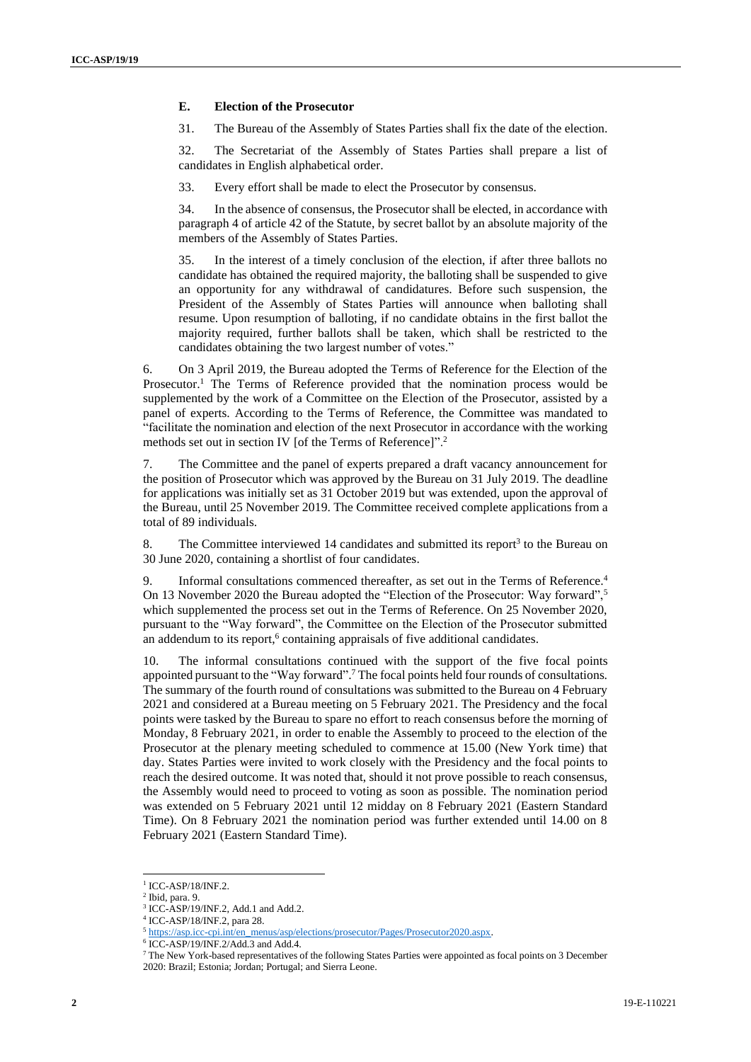### E. Election of the Prosecutor

31. The Bureau of the Assembly of States Parties shall fix the date of the election.

32. The Secretariat of the Assembly of States Parties shall prepare a list of candidates in English alphabetical order.

33. Every effort shall be made to elect the Prosecutor by consensus.

34. In the absence of consensus, the Prosecutor shall be elected, in accordance with paragraph 4 of article 42 of the Statute, by secret ballot by an absolute majority of the members of the Assembly of States Parties.

35. In the interest of a timely conclusion of the election, if after three ballots no candidate has obtained the required majority, the balloting shall be suspended to give an opportunity for any withdrawal of candidatures. Before such suspension, the President of the Assembly of States Parties will announce when balloting shall resume. Upon resumption of balloting, if no candidate obtains in the first ballot the majority required, further ballots shall be taken, which shall be restricted to the candidates obtaining the two largest number of votes."

6. On 3 April 2019, the Bureau adopted the Terms of Reference for the Election of the Prosecutor.[1] The Terms of Reference provided that the nomination process would be supplemented by the work of a Committee on the Election of the Prosecutor, assisted by a panel of experts. According to the Terms of Reference, the Committee was mandated to "facilitate the nomination and election of the next Prosecutor in accordance with the working methods set out in section IV [of the Terms of Reference]".[2]

7. The Committee and the panel of experts prepared a draft vacancy announcement for the position of Prosecutor which was approved by the Bureau on 31 July 2019. The deadline for applications was initially set as 31 October 2019 but was extended, upon the approval of the Bureau, until 25 November 2019. The Committee received complete applications from a total of 89 individuals.

8. The Committee interviewed 14 candidates and submitted its report[3] to the Bureau on 30 June 2020, containing a shortlist of four candidates.

9. Informal consultations commenced thereafter, as set out in the Terms of Reference.[4] On 13 November 2020 the Bureau adopted the "Election of the Prosecutor: Way forward",[5] which supplemented the process set out in the Terms of Reference. On 25 November 2020, pursuant to the "Way forward", the Committee on the Election of the Prosecutor submitted an addendum to its report,[6] containing appraisals of five additional candidates.

10. The informal consultations continued with the support of the five focal points appointed pursuant to the "Way forward".[7] The focal points held four rounds of consultations. The summary of the fourth round of consultations was submitted to the Bureau on 4 February 2021 and considered at a Bureau meeting on 5 February 2021. The Presidency and the focal points were tasked by the Bureau to spare no effort to reach consensus before the morning of Monday, 8 February 2021, in order to enable the Assembly to proceed to the election of the Prosecutor at the plenary meeting scheduled to commence at 15.00 (New York time) that day. States Parties were invited to work closely with the Presidency and the focal points to reach the desired outcome. It was noted that, should it not prove possible to reach consensus, the Assembly would need to proceed to voting as soon as possible. The nomination period was extended on 5 February 2021 until 12 midday on 8 February 2021 (Eastern Standard Time). On 8 February 2021 the nomination period was further extended until 14.00 on 8 February 2021 (Eastern Standard Time).

---

[1] ICC-ASP/18/INF.2.

[2] Ibid, para. 9.

[3] ICC-ASP/19/INF.2, Add.1 and Add.2.

[4] ICC-ASP/18/INF.2, para 28.

[5] https://asp.icc-cpi.int/en_menus/asp/elections/prosecutor/Pages/Prosecutor2020.aspx.

[6] ICC-ASP/19/INF.2/Add.3 and Add.4.

[7] The New York-based representatives of the following States Parties were appointed as focal points on 3 December 2020: Brazil; Estonia; Jordan; Portugal; and Sierra Leone.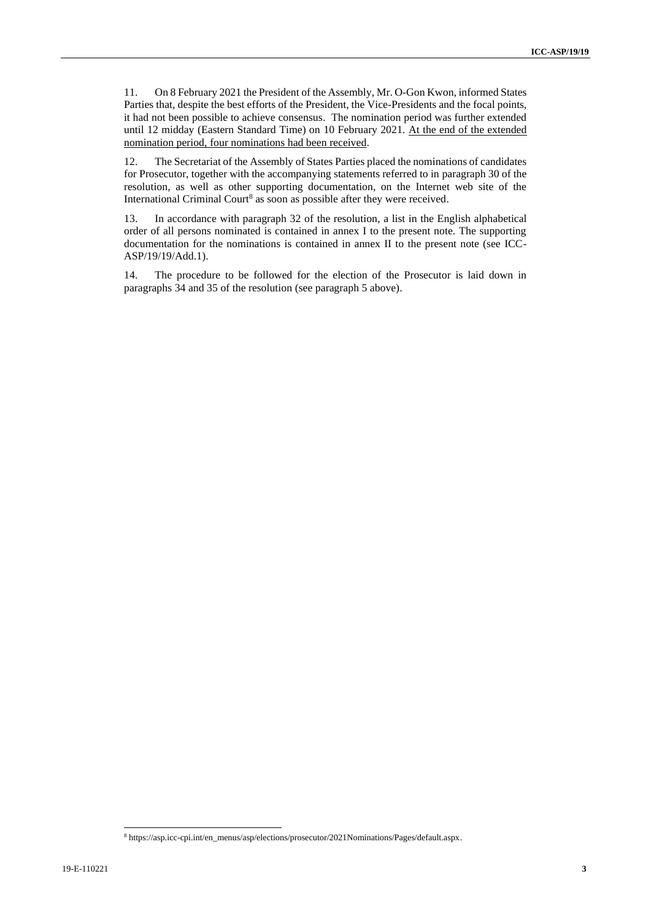11. On 8 February 2021 the President of the Assembly, Mr. O-Gon Kwon, informed States Parties that, despite the best efforts of the President, the Vice-Presidents and the focal points, it had not been possible to achieve consensus. The nomination period was further extended until 12 midday (Eastern Standard Time) on 10 February 2021. <u>At the end of the extended nomination period, four nominations had been received</u>.

12. The Secretariat of the Assembly of States Parties placed the nominations of candidates for Prosecutor, together with the accompanying statements referred to in paragraph 30 of the resolution, as well as other supporting documentation, on the Internet web site of the International Criminal Court[8] as soon as possible after they were received.

13. In accordance with paragraph 32 of the resolution, a list in the English alphabetical order of all persons nominated is contained in annex I to the present note. The supporting documentation for the nominations is contained in annex II to the present note (see ICC-ASP/19/19/Add.1).

14. The procedure to be followed for the election of the Prosecutor is laid down in paragraphs 34 and 35 of the resolution (see paragraph 5 above).

---

[8] https://asp.icc-cpi.int/en_menus/asp/elections/prosecutor/2021Nominations/Pages/default.aspx.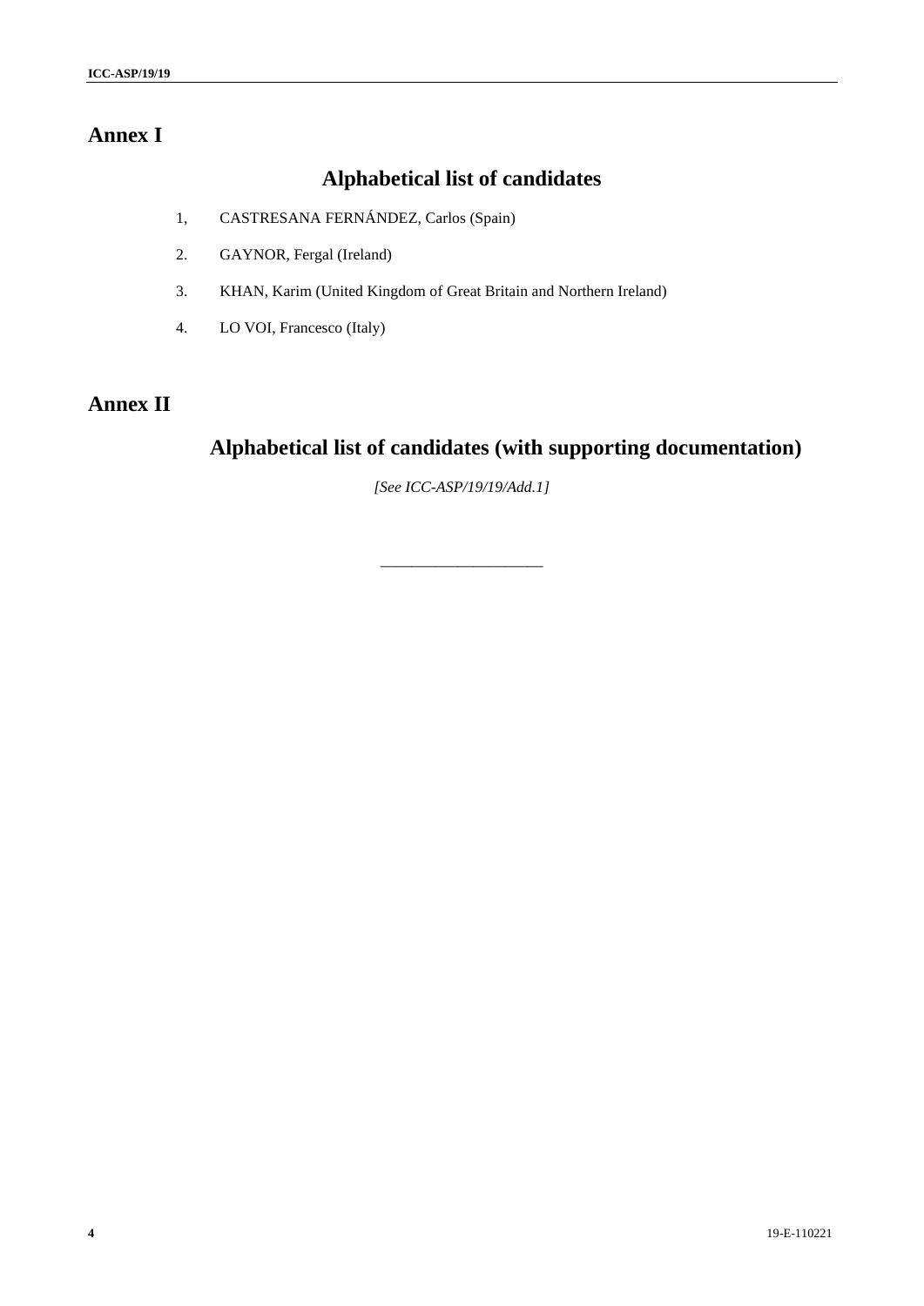# Annex I

## Alphabetical list of candidates

1, CASTRESANA FERNÁNDEZ, Carlos (Spain)

2. GAYNOR, Fergal (Ireland)

3. KHAN, Karim (United Kingdom of Great Britain and Northern Ireland)

4. LO VOI, Francesco (Italy)

# Annex II

## Alphabetical list of candidates (with supporting documentation)

*[See ICC-ASP/19/19/Add.1]*

____________________